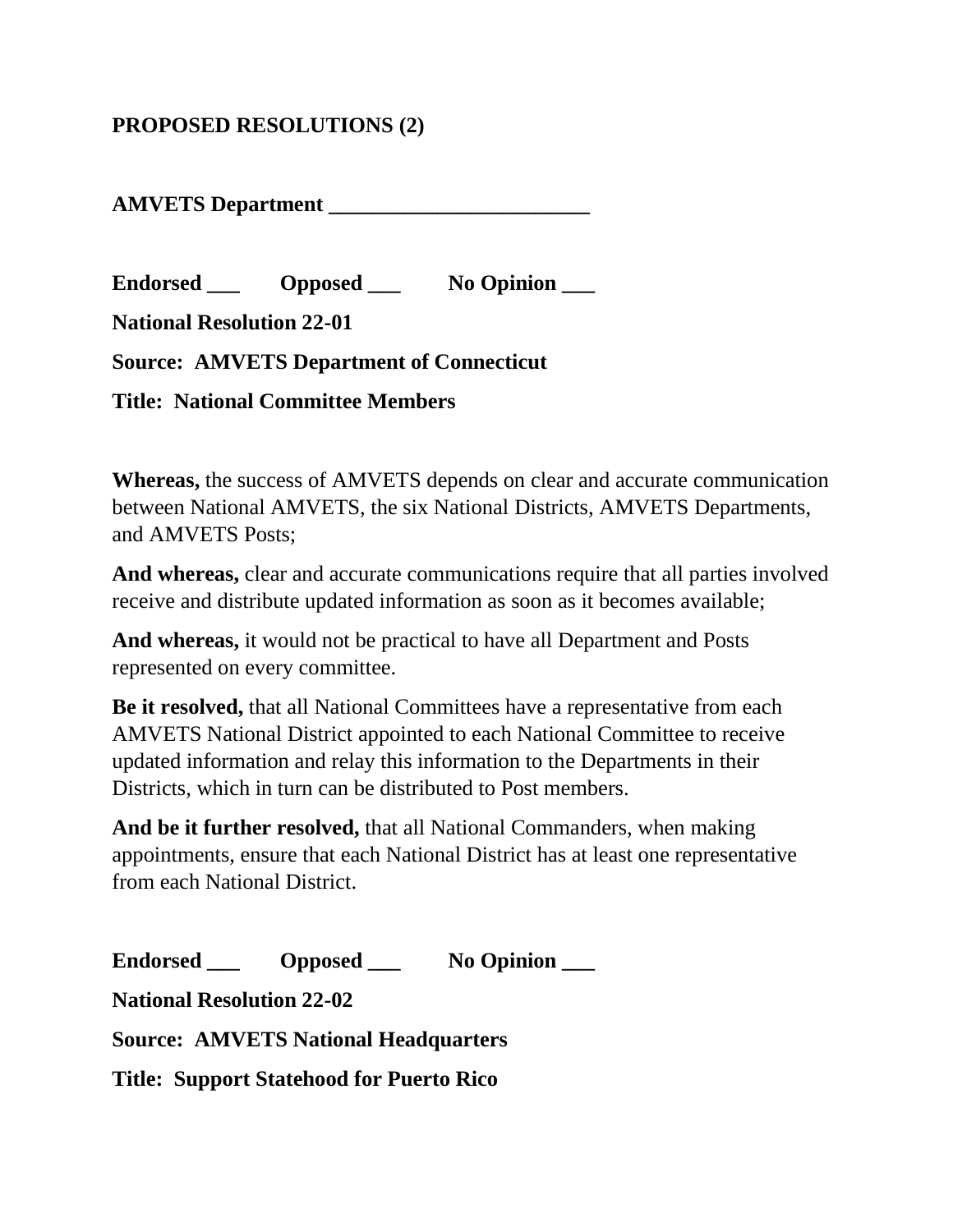**PROPOSED RESOLUTIONS (2)**

**AMVETS Department \_\_\_\_\_\_\_\_\_\_\_\_\_\_\_\_\_\_\_\_\_\_\_\_**

**Endorsed \_\_\_ Opposed \_\_\_ No Opinion \_\_\_**

**National Resolution 22-01**

**Source: AMVETS Department of Connecticut**

**Title: National Committee Members**

**Whereas,** the success of AMVETS depends on clear and accurate communication between National AMVETS, the six National Districts, AMVETS Departments, and AMVETS Posts;

**And whereas,** clear and accurate communications require that all parties involved receive and distribute updated information as soon as it becomes available;

**And whereas,** it would not be practical to have all Department and Posts represented on every committee.

**Be it resolved,** that all National Committees have a representative from each AMVETS National District appointed to each National Committee to receive updated information and relay this information to the Departments in their Districts, which in turn can be distributed to Post members.

**And be it further resolved,** that all National Commanders, when making appointments, ensure that each National District has at least one representative from each National District.

**Endorsed \_\_\_ Opposed \_\_\_ No Opinion \_\_\_**

**National Resolution 22-02**

**Source: AMVETS National Headquarters**

**Title: Support Statehood for Puerto Rico**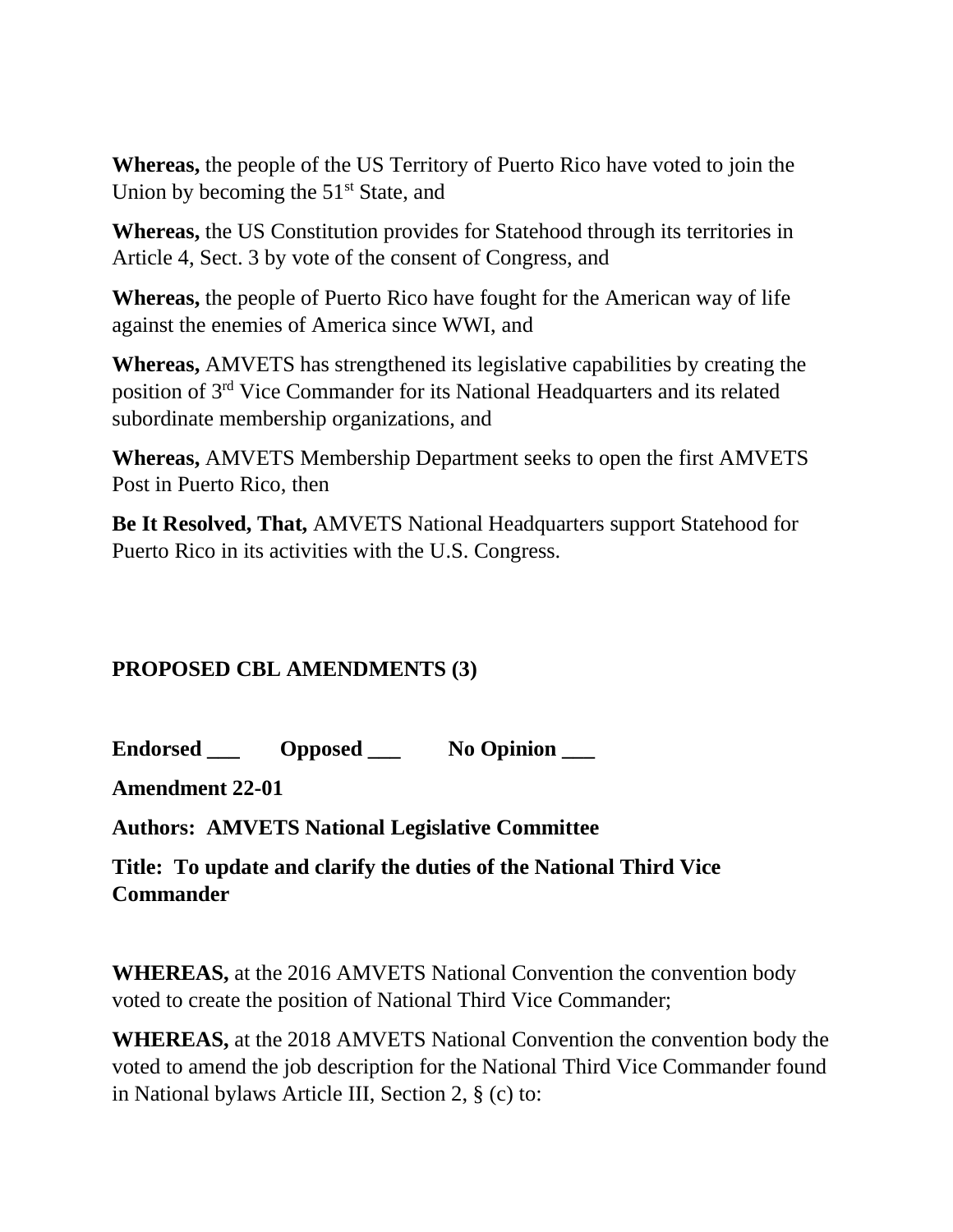**Whereas,** the people of the US Territory of Puerto Rico have voted to join the Union by becoming the 51st State, and

**Whereas,** the US Constitution provides for Statehood through its territories in Article 4, Sect. 3 by vote of the consent of Congress, and

**Whereas,** the people of Puerto Rico have fought for the American way of life against the enemies of America since WWI, and

**Whereas,** AMVETS has strengthened its legislative capabilities by creating the position of 3rd Vice Commander for its National Headquarters and its related subordinate membership organizations, and

**Whereas,** AMVETS Membership Department seeks to open the first AMVETS Post in Puerto Rico, then

**Be It Resolved, That,** AMVETS National Headquarters support Statehood for Puerto Rico in its activities with the U.S. Congress.

**PROPOSED CBL AMENDMENTS (3)**

**Endorsed \_\_\_ Opposed \_\_\_ No Opinion \_\_\_**

**Amendment 22-01**

**Authors: AMVETS National Legislative Committee**

**Title: To update and clarify the duties of the National Third Vice Commander**

**WHEREAS,** at the 2016 AMVETS National Convention the convention body voted to create the position of National Third Vice Commander;

**WHEREAS,** at the 2018 AMVETS National Convention the convention body the voted to amend the job description for the National Third Vice Commander found in National bylaws Article III, Section 2, § (c) to: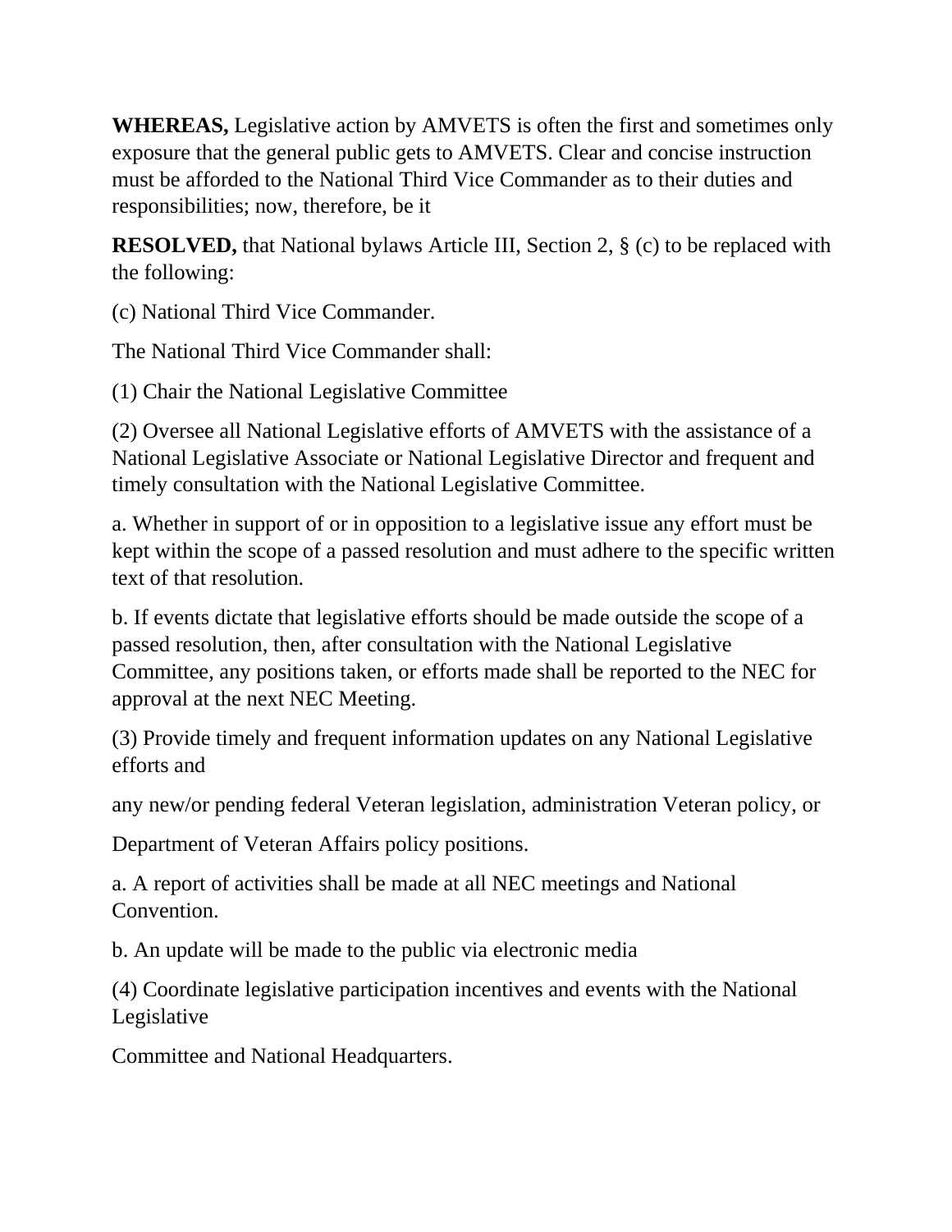**WHEREAS,** Legislative action by AMVETS is often the first and sometimes only exposure that the general public gets to AMVETS. Clear and concise instruction must be afforded to the National Third Vice Commander as to their duties and responsibilities; now, therefore, be it

**RESOLVED,** that National bylaws Article III, Section 2, § (c) to be replaced with the following:

(c) National Third Vice Commander.

The National Third Vice Commander shall:

(1) Chair the National Legislative Committee

(2) Oversee all National Legislative efforts of AMVETS with the assistance of a National Legislative Associate or National Legislative Director and frequent and timely consultation with the National Legislative Committee.

a. Whether in support of or in opposition to a legislative issue any effort must be kept within the scope of a passed resolution and must adhere to the specific written text of that resolution.

b. If events dictate that legislative efforts should be made outside the scope of a passed resolution, then, after consultation with the National Legislative Committee, any positions taken, or efforts made shall be reported to the NEC for approval at the next NEC Meeting.

(3) Provide timely and frequent information updates on any National Legislative efforts and

any new/or pending federal Veteran legislation, administration Veteran policy, or

Department of Veteran Affairs policy positions.

a. A report of activities shall be made at all NEC meetings and National Convention.

b. An update will be made to the public via electronic media

(4) Coordinate legislative participation incentives and events with the National Legislative

Committee and National Headquarters.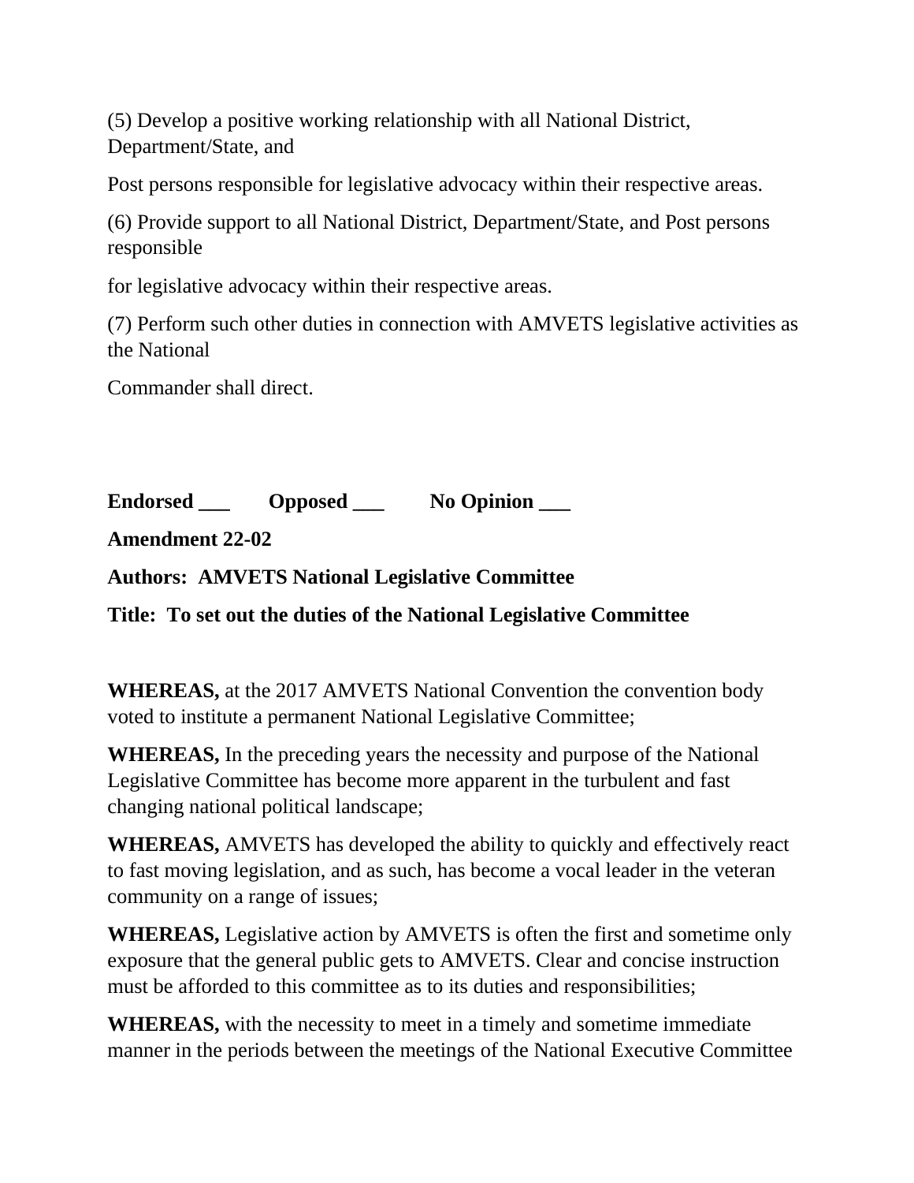(5) Develop a positive working relationship with all National District, Department/State, and

Post persons responsible for legislative advocacy within their respective areas.

(6) Provide support to all National District, Department/State, and Post persons responsible

for legislative advocacy within their respective areas.

(7) Perform such other duties in connection with AMVETS legislative activities as the National

Commander shall direct.

**Endorsed ___ Opposed ___ No Opinion ___**

**Amendment 22-02**

**Authors: AMVETS National Legislative Committee**

**Title: To set out the duties of the National Legislative Committee**

**WHEREAS,** at the 2017 AMVETS National Convention the convention body voted to institute a permanent National Legislative Committee;

**WHEREAS,** In the preceding years the necessity and purpose of the National Legislative Committee has become more apparent in the turbulent and fast changing national political landscape;

**WHEREAS,** AMVETS has developed the ability to quickly and effectively react to fast moving legislation, and as such, has become a vocal leader in the veteran community on a range of issues;

**WHEREAS,** Legislative action by AMVETS is often the first and sometime only exposure that the general public gets to AMVETS. Clear and concise instruction must be afforded to this committee as to its duties and responsibilities;

**WHEREAS,** with the necessity to meet in a timely and sometime immediate manner in the periods between the meetings of the National Executive Committee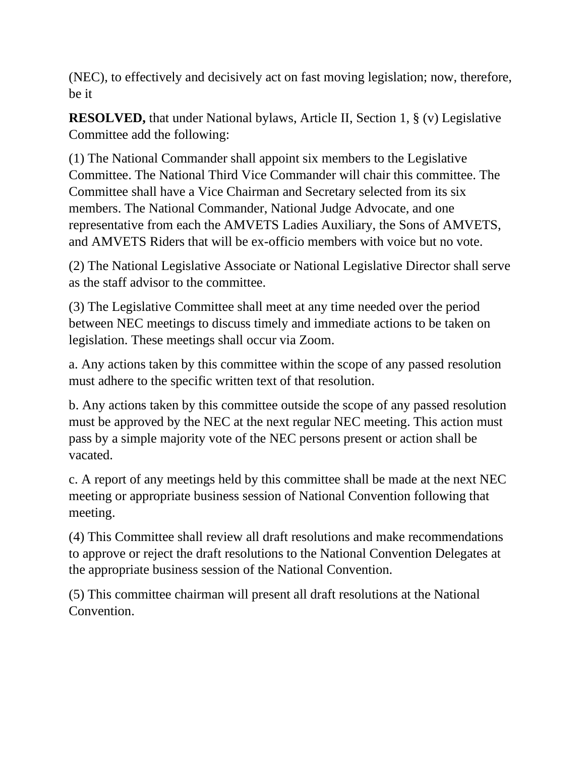(NEC), to effectively and decisively act on fast moving legislation; now, therefore, be it

**RESOLVED,** that under National bylaws, Article II, Section 1, § (v) Legislative Committee add the following:

(1) The National Commander shall appoint six members to the Legislative Committee. The National Third Vice Commander will chair this committee. The Committee shall have a Vice Chairman and Secretary selected from its six members. The National Commander, National Judge Advocate, and one representative from each the AMVETS Ladies Auxiliary, the Sons of AMVETS, and AMVETS Riders that will be ex-officio members with voice but no vote.

(2) The National Legislative Associate or National Legislative Director shall serve as the staff advisor to the committee.

(3) The Legislative Committee shall meet at any time needed over the period between NEC meetings to discuss timely and immediate actions to be taken on legislation. These meetings shall occur via Zoom.

a. Any actions taken by this committee within the scope of any passed resolution must adhere to the specific written text of that resolution.

b. Any actions taken by this committee outside the scope of any passed resolution must be approved by the NEC at the next regular NEC meeting. This action must pass by a simple majority vote of the NEC persons present or action shall be vacated.

c. A report of any meetings held by this committee shall be made at the next NEC meeting or appropriate business session of National Convention following that meeting.

(4) This Committee shall review all draft resolutions and make recommendations to approve or reject the draft resolutions to the National Convention Delegates at the appropriate business session of the National Convention.

(5) This committee chairman will present all draft resolutions at the National Convention.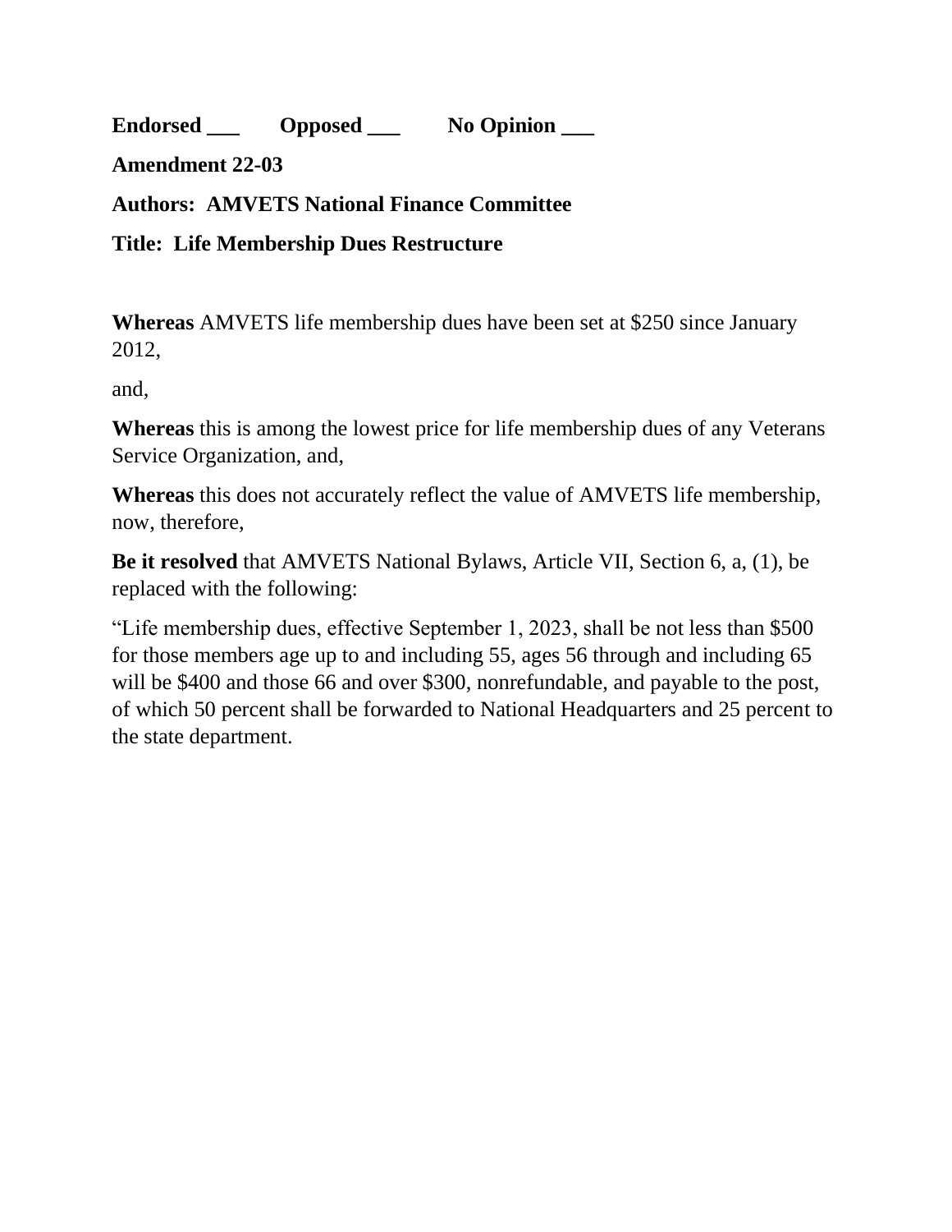**Endorsed ___ Opposed ___ No Opinion ___**

**Amendment 22-03**

**Authors: AMVETS National Finance Committee**

**Title: Life Membership Dues Restructure**

**Whereas** AMVETS life membership dues have been set at $250 since January 2012,

and,

**Whereas** this is among the lowest price for life membership dues of any Veterans Service Organization, and,

**Whereas** this does not accurately reflect the value of AMVETS life membership, now, therefore,

**Be it resolved** that AMVETS National Bylaws, Article VII, Section 6, a, (1), be replaced with the following:

"Life membership dues, effective September 1, 2023, shall be not less than $500 for those members age up to and including 55, ages 56 through and including 65 will be $400 and those 66 and over $300, nonrefundable, and payable to the post, of which 50 percent shall be forwarded to National Headquarters and 25 percent to the state department.